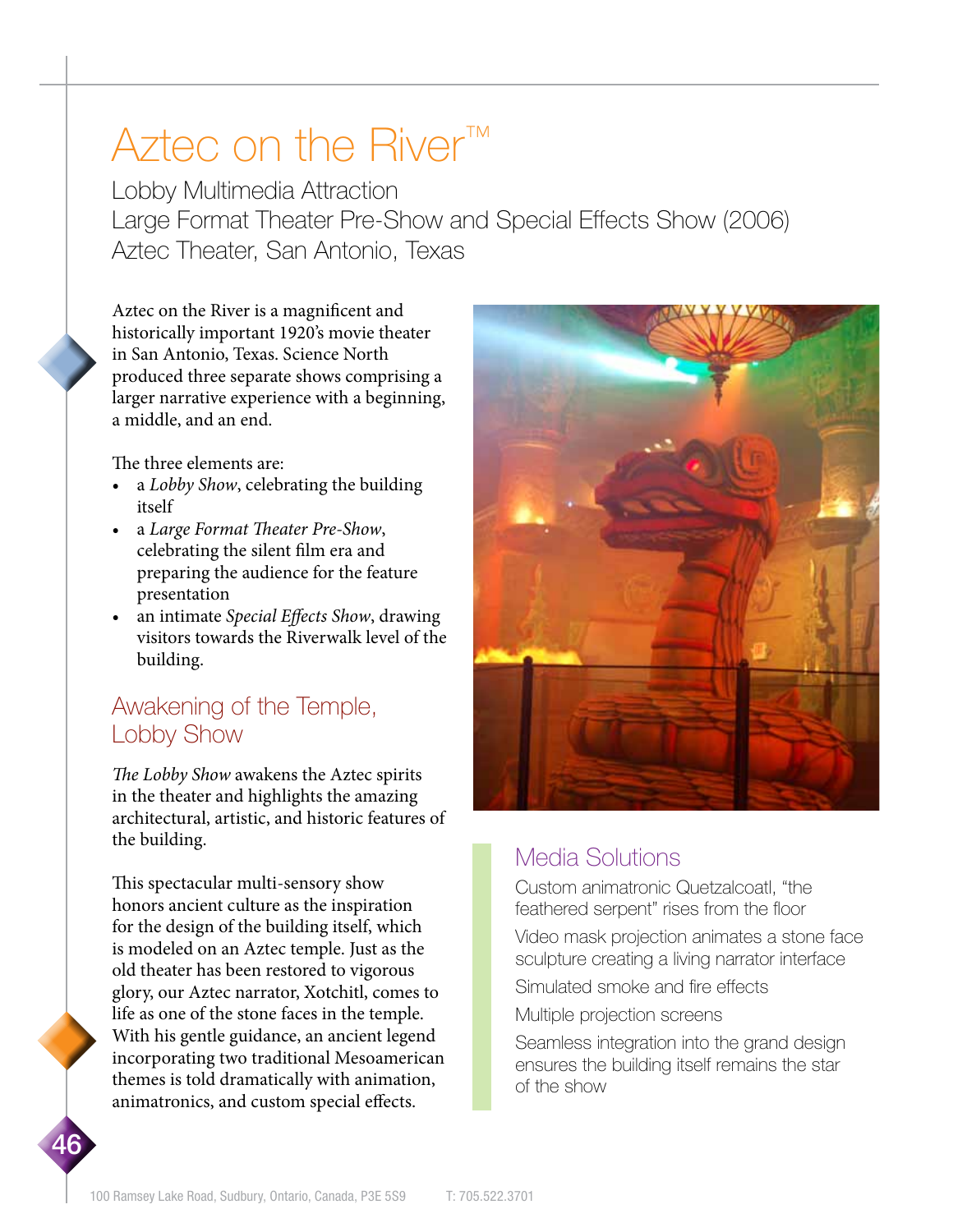# Aztec on the River™

Lobby Multimedia Attraction
Large Format Theater Pre-Show and Special Effects Show (2006)
Aztec Theater, San Antonio, Texas

Aztec on the River is a magnificent and historically important 1920's movie theater in San Antonio, Texas. Science North produced three separate shows comprising a larger narrative experience with a beginning, a middle, and an end.

The three elements are:

- a *Lobby Show*, celebrating the building itself
- a *Large Format Theater Pre-Show*, celebrating the silent film era and preparing the audience for the feature presentation
- an intimate *Special Effects Show*, drawing visitors towards the Riverwalk level of the building.

## Awakening of the Temple, Lobby Show

*The Lobby Show* awakens the Aztec spirits in the theater and highlights the amazing architectural, artistic, and historic features of the building.

This spectacular multi-sensory show honors ancient culture as the inspiration for the design of the building itself, which is modeled on an Aztec temple. Just as the old theater has been restored to vigorous glory, our Aztec narrator, Xotchitl, comes to life as one of the stone faces in the temple. With his gentle guidance, an ancient legend incorporating two traditional Mesoamerican themes is told dramatically with animation, animatronics, and custom special effects.

## Media Solutions

Custom animatronic Quetzalcoatl, "the feathered serpent" rises from the floor

Video mask projection animates a stone face sculpture creating a living narrator interface

Simulated smoke and fire effects

Multiple projection screens

Seamless integration into the grand design ensures the building itself remains the star of the show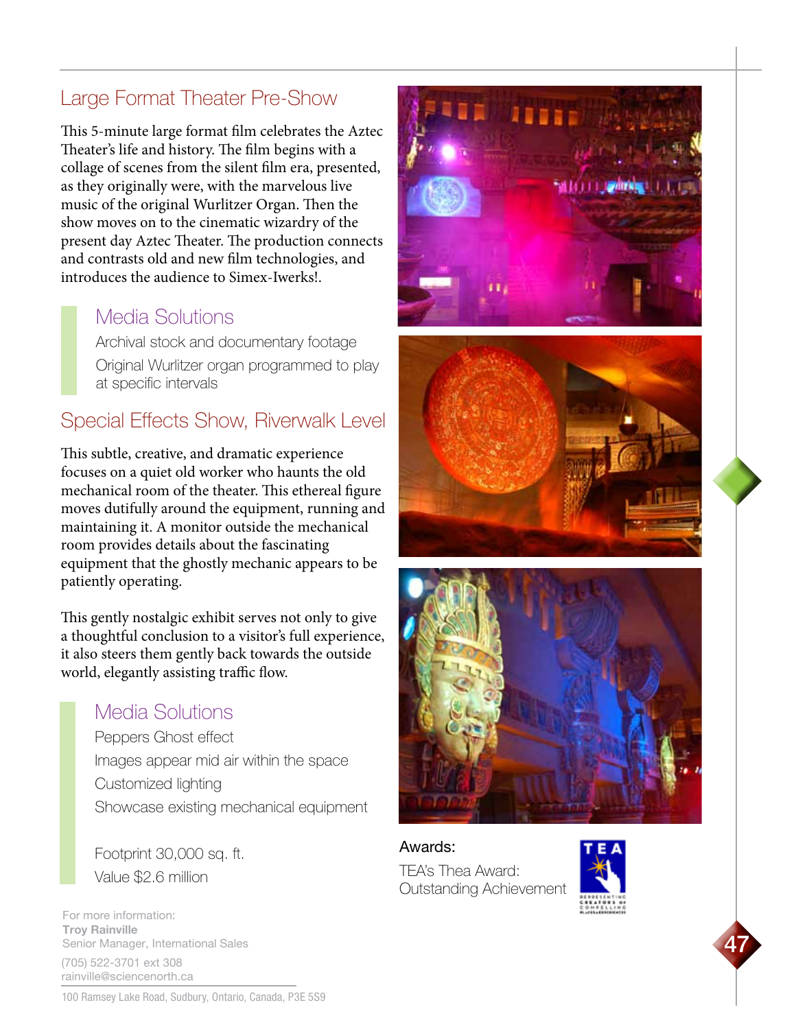## Large Format Theater Pre-Show

This 5-minute large format film celebrates the Aztec Theater's life and history. The film begins with a collage of scenes from the silent film era, presented, as they originally were, with the marvelous live music of the original Wurlitzer Organ. Then the show moves on to the cinematic wizardry of the present day Aztec Theater. The production connects and contrasts old and new film technologies, and introduces the audience to Simex-Iwerks!.

### Media Solutions

Archival stock and documentary footage

Original Wurlitzer organ programmed to play at specific intervals

## Special Effects Show, Riverwalk Level

This subtle, creative, and dramatic experience focuses on a quiet old worker who haunts the old mechanical room of the theater. This ethereal figure moves dutifully around the equipment, running and maintaining it. A monitor outside the mechanical room provides details about the fascinating equipment that the ghostly mechanic appears to be patiently operating.

This gently nostalgic exhibit serves not only to give a thoughtful conclusion to a visitor's full experience, it also steers them gently back towards the outside world, elegantly assisting traffic flow.

### Media Solutions

Peppers Ghost effect

Images appear mid air within the space

Customized lighting

Showcase existing mechanical equipment

Footprint 30,000 sq. ft.

Value $2.6 million

Awards:

TEA's Thea Award: Outstanding Achievement

For more information:
**Troy Rainville**
Senior Manager, International Sales
(705) 522-3701 ext 308
rainville@sciencenorth.ca

100 Ramsey Lake Road, Sudbury, Ontario, Canada, P3E 5S9